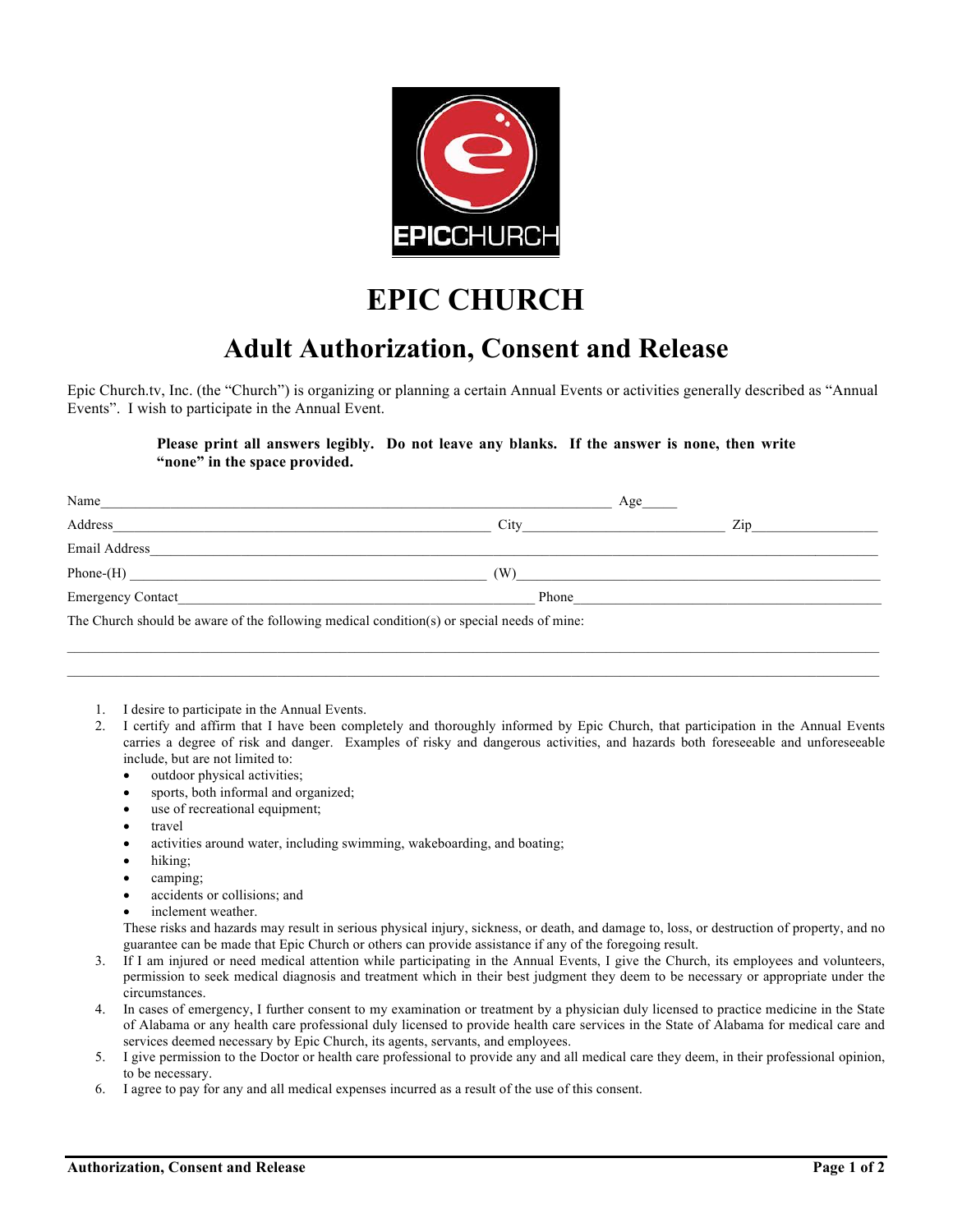# EPIC CHURCH

## Adult Authorization, Consent and Release

Epic Church.tv, Inc. (the "Church") is organizing or planning a certain Annual Events or activities generally described as "Annual Events". I wish to participate in the Annual Event.

**Please print all answers legibly. Do not leave any blanks. If the answer is none, then write "none" in the space provided.**

Name\_\_\_\_\_\_\_\_\_\_\_\_\_\_\_\_\_\_\_\_\_\_\_\_\_\_\_\_\_\_\_\_\_\_\_\_\_\_\_\_\_\_\_\_\_\_\_\_ Age\_\_\_\_\_

Address\_\_\_\_\_\_\_\_\_\_\_\_\_\_\_\_\_\_\_\_\_\_\_\_\_\_\_\_\_\_\_\_\_\_\_\_ City\_\_\_\_\_\_\_\_\_\_\_\_\_\_\_\_\_\_\_\_ Zip\_\_\_\_\_\_\_\_\_\_\_\_\_\_

Email Address\_\_\_\_\_\_\_\_\_\_\_\_\_\_\_\_\_\_\_\_\_\_\_\_\_\_\_\_\_\_\_\_\_\_\_\_\_\_\_\_\_\_\_\_\_\_\_\_\_\_\_\_\_\_\_\_\_\_\_\_\_\_

Phone-(H) \_\_\_\_\_\_\_\_\_\_\_\_\_\_\_\_\_\_\_\_\_\_\_\_\_\_\_\_\_\_\_\_\_\_\_\_\_\_ (W)\_\_\_\_\_\_\_\_\_\_\_\_\_\_\_\_\_\_\_\_\_\_\_\_\_\_\_\_\_\_\_\_\_\_\_\_\_\_

Emergency Contact\_\_\_\_\_\_\_\_\_\_\_\_\_\_\_\_\_\_\_\_\_\_\_\_\_\_\_\_\_\_\_\_\_\_\_\_\_\_\_\_ Phone\_\_\_\_\_\_\_\_\_\_\_\_\_\_\_\_\_\_\_\_\_\_\_\_\_\_\_\_\_\_\_\_\_\_\_\_

The Church should be aware of the following medical condition(s) or special needs of mine:

\_\_\_\_\_\_\_\_\_\_\_\_\_\_\_\_\_\_\_\_\_\_\_\_\_\_\_\_\_\_\_\_\_\_\_\_\_\_\_\_\_\_\_\_\_\_\_\_\_\_\_\_\_\_\_\_\_\_\_\_\_\_\_\_\_\_\_\_\_\_\_\_\_\_\_\_\_\_\_\_\_\_

\_\_\_\_\_\_\_\_\_\_\_\_\_\_\_\_\_\_\_\_\_\_\_\_\_\_\_\_\_\_\_\_\_\_\_\_\_\_\_\_\_\_\_\_\_\_\_\_\_\_\_\_\_\_\_\_\_\_\_\_\_\_\_\_\_\_\_\_\_\_\_\_\_\_\_\_\_\_\_\_\_\_

1. I desire to participate in the Annual Events.
2. I certify and affirm that I have been completely and thoroughly informed by Epic Church, that participation in the Annual Events carries a degree of risk and danger. Examples of risky and dangerous activities, and hazards both foreseeable and unforeseeable include, but are not limited to:
   - outdoor physical activities;
   - sports, both informal and organized;
   - use of recreational equipment;
   - travel
   - activities around water, including swimming, wakeboarding, and boating;
   - hiking;
   - camping;
   - accidents or collisions; and
   - inclement weather.

   These risks and hazards may result in serious physical injury, sickness, or death, and damage to, loss, or destruction of property, and no guarantee can be made that Epic Church or others can provide assistance if any of the foregoing result.
3. If I am injured or need medical attention while participating in the Annual Events, I give the Church, its employees and volunteers, permission to seek medical diagnosis and treatment which in their best judgment they deem to be necessary or appropriate under the circumstances.
4. In cases of emergency, I further consent to my examination or treatment by a physician duly licensed to practice medicine in the State of Alabama or any health care professional duly licensed to provide health care services in the State of Alabama for medical care and services deemed necessary by Epic Church, its agents, servants, and employees.
5. I give permission to the Doctor or health care professional to provide any and all medical care they deem, in their professional opinion, to be necessary.
6. I agree to pay for any and all medical expenses incurred as a result of the use of this consent.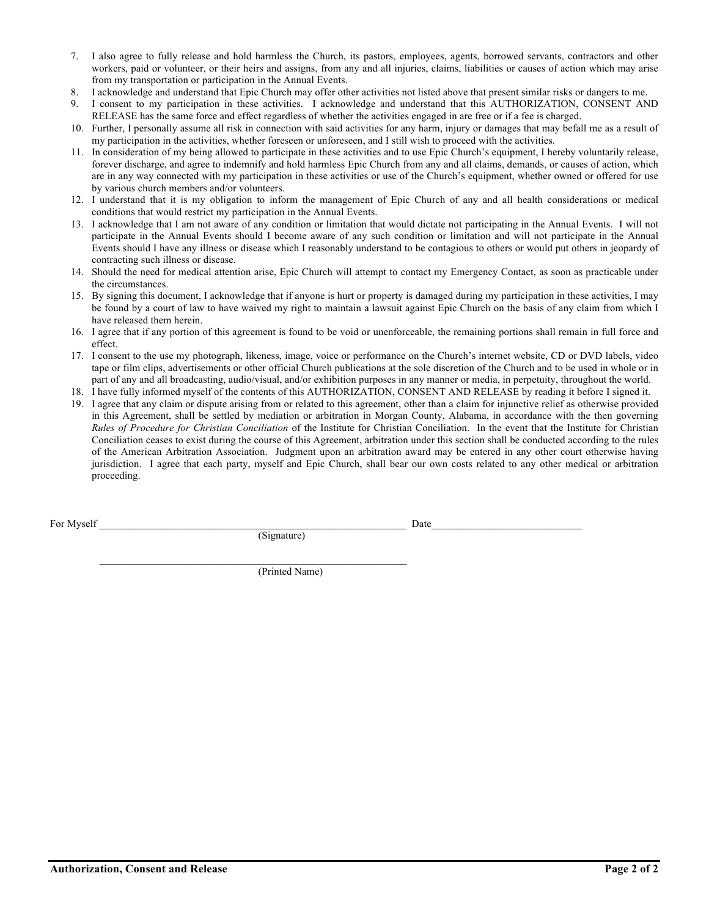7. I also agree to fully release and hold harmless the Church, its pastors, employees, agents, borrowed servants, contractors and other workers, paid or volunteer, or their heirs and assigns, from any and all injuries, claims, liabilities or causes of action which may arise from my transportation or participation in the Annual Events.
8. I acknowledge and understand that Epic Church may offer other activities not listed above that present similar risks or dangers to me.
9. I consent to my participation in these activities. I acknowledge and understand that this AUTHORIZATION, CONSENT AND RELEASE has the same force and effect regardless of whether the activities engaged in are free or if a fee is charged.
10. Further, I personally assume all risk in connection with said activities for any harm, injury or damages that may befall me as a result of my participation in the activities, whether foreseen or unforeseen, and I still wish to proceed with the activities.
11. In consideration of my being allowed to participate in these activities and to use Epic Church's equipment, I hereby voluntarily release, forever discharge, and agree to indemnify and hold harmless Epic Church from any and all claims, demands, or causes of action, which are in any way connected with my participation in these activities or use of the Church's equipment, whether owned or offered for use by various church members and/or volunteers.
12. I understand that it is my obligation to inform the management of Epic Church of any and all health considerations or medical conditions that would restrict my participation in the Annual Events.
13. I acknowledge that I am not aware of any condition or limitation that would dictate not participating in the Annual Events. I will not participate in the Annual Events should I become aware of any such condition or limitation and will not participate in the Annual Events should I have any illness or disease which I reasonably understand to be contagious to others or would put others in jeopardy of contracting such illness or disease.
14. Should the need for medical attention arise, Epic Church will attempt to contact my Emergency Contact, as soon as practicable under the circumstances.
15. By signing this document, I acknowledge that if anyone is hurt or property is damaged during my participation in these activities, I may be found by a court of law to have waived my right to maintain a lawsuit against Epic Church on the basis of any claim from which I have released them herein.
16. I agree that if any portion of this agreement is found to be void or unenforceable, the remaining portions shall remain in full force and effect.
17. I consent to the use my photograph, likeness, image, voice or performance on the Church's internet website, CD or DVD labels, video tape or film clips, advertisements or other official Church publications at the sole discretion of the Church and to be used in whole or in part of any and all broadcasting, audio/visual, and/or exhibition purposes in any manner or media, in perpetuity, throughout the world.
18. I have fully informed myself of the contents of this AUTHORIZATION, CONSENT AND RELEASE by reading it before I signed it.
19. I agree that any claim or dispute arising from or related to this agreement, other than a claim for injunctive relief as otherwise provided in this Agreement, shall be settled by mediation or arbitration in Morgan County, Alabama, in accordance with the then governing *Rules of Procedure for Christian Conciliation* of the Institute for Christian Conciliation. In the event that the Institute for Christian Conciliation ceases to exist during the course of this Agreement, arbitration under this section shall be conducted according to the rules of the American Arbitration Association. Judgment upon an arbitration award may be entered in any other court otherwise having jurisdiction. I agree that each party, myself and Epic Church, shall bear our own costs related to any other medical or arbitration proceeding.

For Myself ______________________________________________ Date___________________________
(Signature)

______________________________________________
(Printed Name)